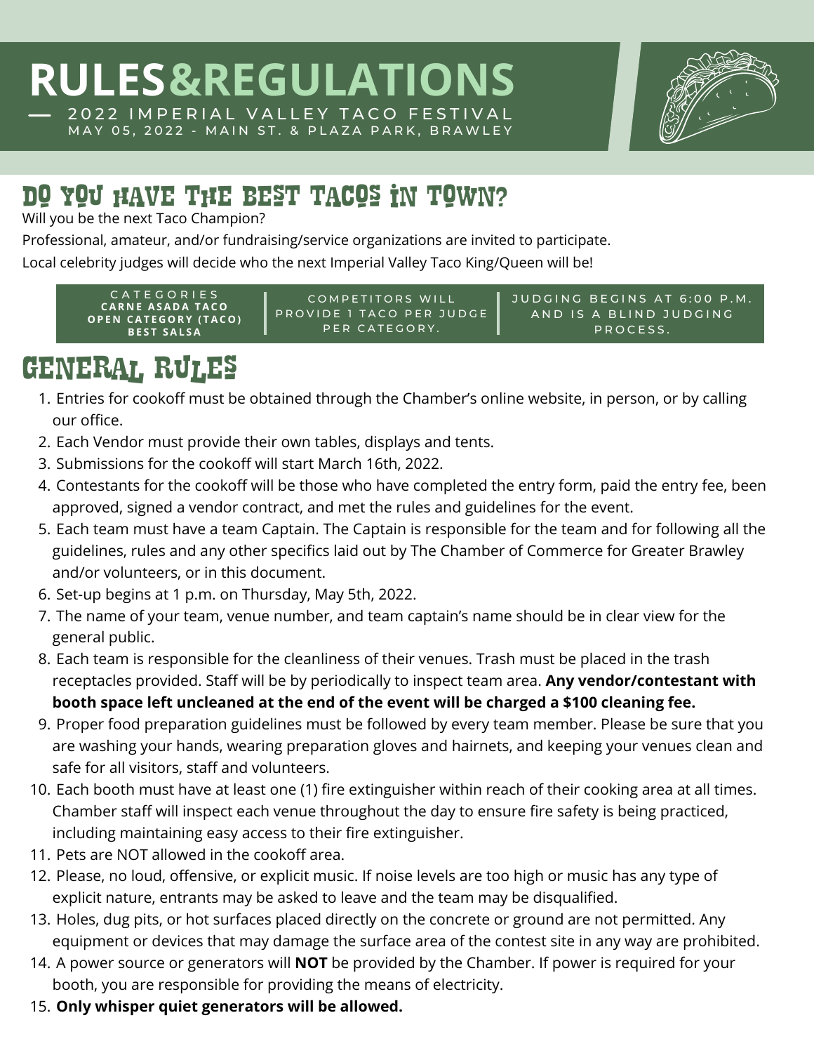# RULES&REGULATIONS

— 2022 IMPERIAL VALLEY TACO FESTIVAL
MAY 05, 2022 - MAIN ST. & PLAZA PARK, BRAWLEY

## DO YOU HAVE THE BEST TACOS IN TOWN?

Will you be the next Taco Champion?

Professional, amateur, and/or fundraising/service organizations are invited to participate.

Local celebrity judges will decide who the next Imperial Valley Taco King/Queen will be!

CATEGORIES
**CARNE ASADA TACO**
**OPEN CATEGORY (TACO)**
**BEST SALSA**

COMPETITORS WILL PROVIDE 1 TACO PER JUDGE PER CATEGORY.

JUDGING BEGINS AT 6:00 P.M. AND IS A BLIND JUDGING PROCESS.

## GENERAL RULES

1. Entries for cookoff must be obtained through the Chamber's online website, in person, or by calling our office.
2. Each Vendor must provide their own tables, displays and tents.
3. Submissions for the cookoff will start March 16th, 2022.
4. Contestants for the cookoff will be those who have completed the entry form, paid the entry fee, been approved, signed a vendor contract, and met the rules and guidelines for the event.
5. Each team must have a team Captain. The Captain is responsible for the team and for following all the guidelines, rules and any other specifics laid out by The Chamber of Commerce for Greater Brawley and/or volunteers, or in this document.
6. Set-up begins at 1 p.m. on Thursday, May 5th, 2022.
7. The name of your team, venue number, and team captain's name should be in clear view for the general public.
8. Each team is responsible for the cleanliness of their venues. Trash must be placed in the trash receptacles provided. Staff will be by periodically to inspect team area. **Any vendor/contestant with booth space left uncleaned at the end of the event will be charged a $100 cleaning fee.**
9. Proper food preparation guidelines must be followed by every team member. Please be sure that you are washing your hands, wearing preparation gloves and hairnets, and keeping your venues clean and safe for all visitors, staff and volunteers.
10. Each booth must have at least one (1) fire extinguisher within reach of their cooking area at all times. Chamber staff will inspect each venue throughout the day to ensure fire safety is being practiced, including maintaining easy access to their fire extinguisher.
11. Pets are NOT allowed in the cookoff area.
12. Please, no loud, offensive, or explicit music. If noise levels are too high or music has any type of explicit nature, entrants may be asked to leave and the team may be disqualified.
13. Holes, dug pits, or hot surfaces placed directly on the concrete or ground are not permitted. Any equipment or devices that may damage the surface area of the contest site in any way are prohibited.
14. A power source or generators will **NOT** be provided by the Chamber. If power is required for your booth, you are responsible for providing the means of electricity.
15. **Only whisper quiet generators will be allowed.**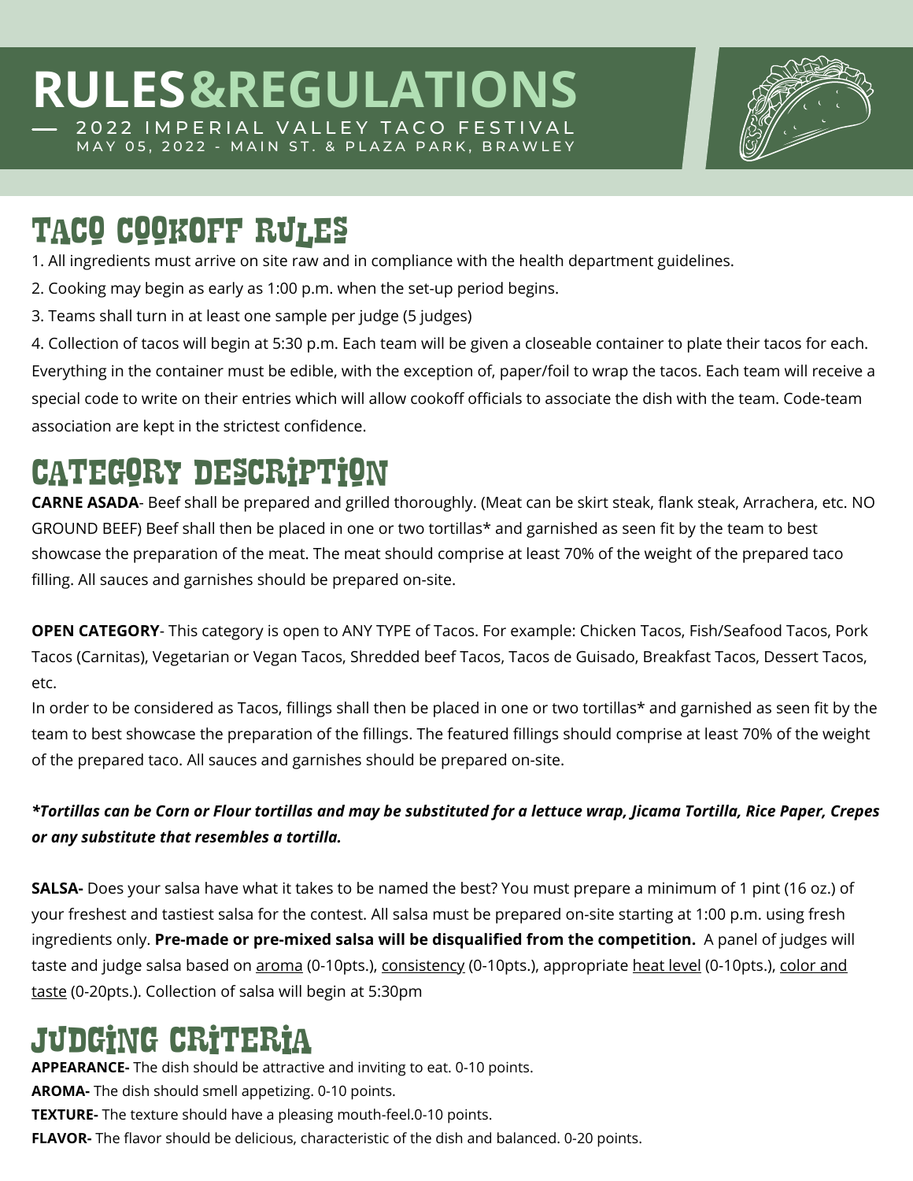# RULES&REGULATIONS

2022 IMPERIAL VALLEY TACO FESTIVAL
MAY 05, 2022 - MAIN ST. & PLAZA PARK, BRAWLEY

## TACO COOKOFF RULES

1. All ingredients must arrive on site raw and in compliance with the health department guidelines.
2. Cooking may begin as early as 1:00 p.m. when the set-up period begins.
3. Teams shall turn in at least one sample per judge (5 judges)
4. Collection of tacos will begin at 5:30 p.m. Each team will be given a closeable container to plate their tacos for each. Everything in the container must be edible, with the exception of, paper/foil to wrap the tacos. Each team will receive a special code to write on their entries which will allow cookoff officials to associate the dish with the team. Code-team association are kept in the strictest confidence.

## CATEGORY DESCRIPTION

**CARNE ASADA**- Beef shall be prepared and grilled thoroughly. (Meat can be skirt steak, flank steak, Arrachera, etc. NO GROUND BEEF) Beef shall then be placed in one or two tortillas* and garnished as seen fit by the team to best showcase the preparation of the meat. The meat should comprise at least 70% of the weight of the prepared taco filling. All sauces and garnishes should be prepared on-site.

**OPEN CATEGORY**- This category is open to ANY TYPE of Tacos. For example: Chicken Tacos, Fish/Seafood Tacos, Pork Tacos (Carnitas), Vegetarian or Vegan Tacos, Shredded beef Tacos, Tacos de Guisado, Breakfast Tacos, Dessert Tacos, etc.

In order to be considered as Tacos, fillings shall then be placed in one or two tortillas* and garnished as seen fit by the team to best showcase the preparation of the fillings. The featured fillings should comprise at least 70% of the weight of the prepared taco. All sauces and garnishes should be prepared on-site.

***Tortillas can be Corn or Flour tortillas and may be substituted for a lettuce wrap, Jicama Tortilla, Rice Paper, Crepes or any substitute that resembles a tortilla.***

**SALSA-** Does your salsa have what it takes to be named the best? You must prepare a minimum of 1 pint (16 oz.) of your freshest and tastiest salsa for the contest. All salsa must be prepared on-site starting at 1:00 p.m. using fresh ingredients only. **Pre-made or pre-mixed salsa will be disqualified from the competition.** A panel of judges will taste and judge salsa based on aroma (0-10pts.), consistency (0-10pts.), appropriate heat level (0-10pts.), color and taste (0-20pts.). Collection of salsa will begin at 5:30pm

## JUDGING CRITERIA

**APPEARANCE-** The dish should be attractive and inviting to eat. 0-10 points.
**AROMA-** The dish should smell appetizing. 0-10 points.
**TEXTURE-** The texture should have a pleasing mouth-feel.0-10 points.
**FLAVOR-** The flavor should be delicious, characteristic of the dish and balanced. 0-20 points.